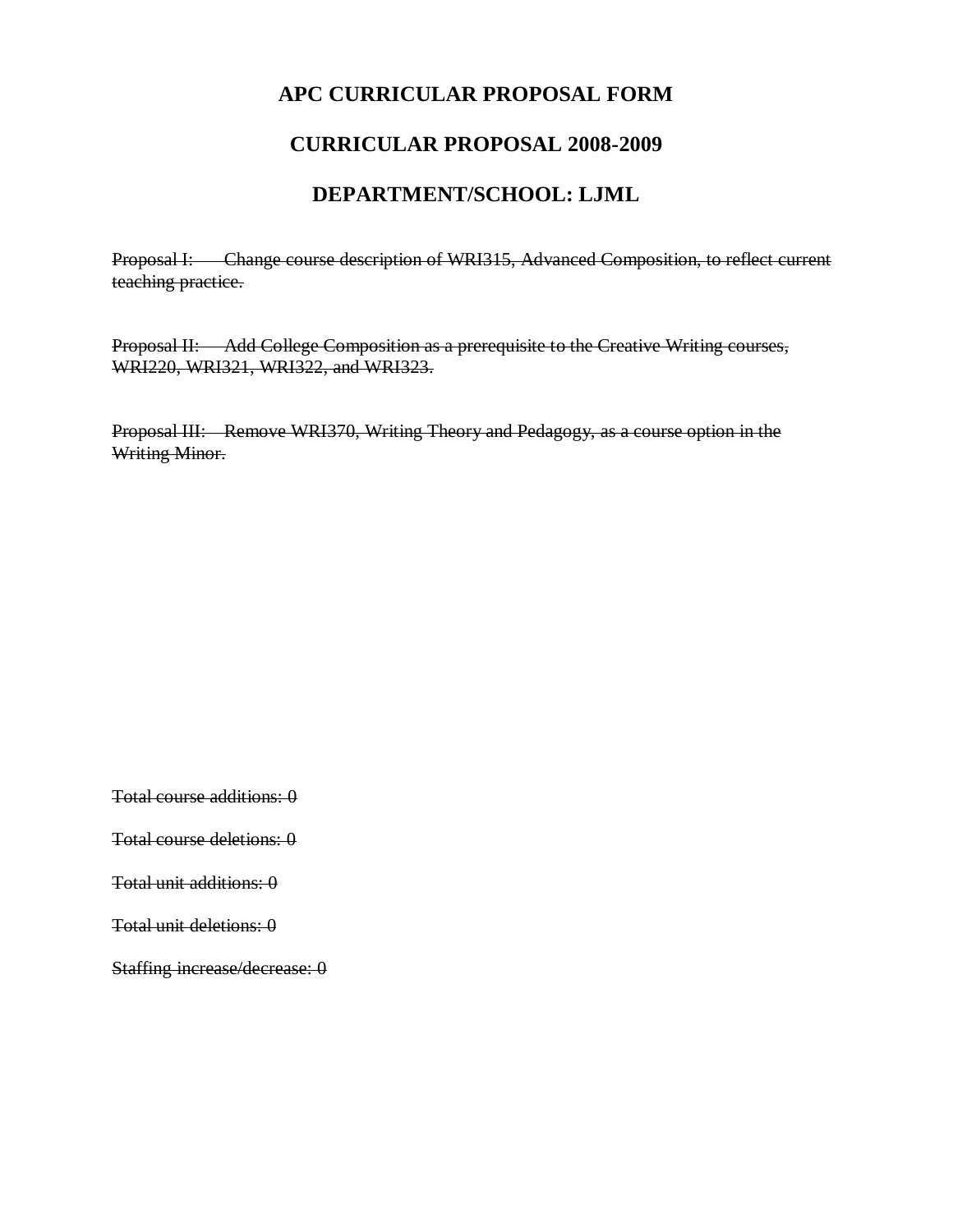# APC CURRICULAR PROPOSAL FORM

## CURRICULAR PROPOSAL 2008-2009

## DEPARTMENT/SCHOOL: LJML

~~Proposal I: Change course description of WRI315, Advanced Composition, to reflect current teaching practice.~~

~~Proposal II: Add College Composition as a prerequisite to the Creative Writing courses, WRI220, WRI321, WRI322, and WRI323.~~

~~Proposal III: Remove WRI370, Writing Theory and Pedagogy, as a course option in the Writing Minor.~~

~~Total course additions: 0~~

~~Total course deletions: 0~~

~~Total unit additions: 0~~

~~Total unit deletions: 0~~

~~Staffing increase/decrease: 0~~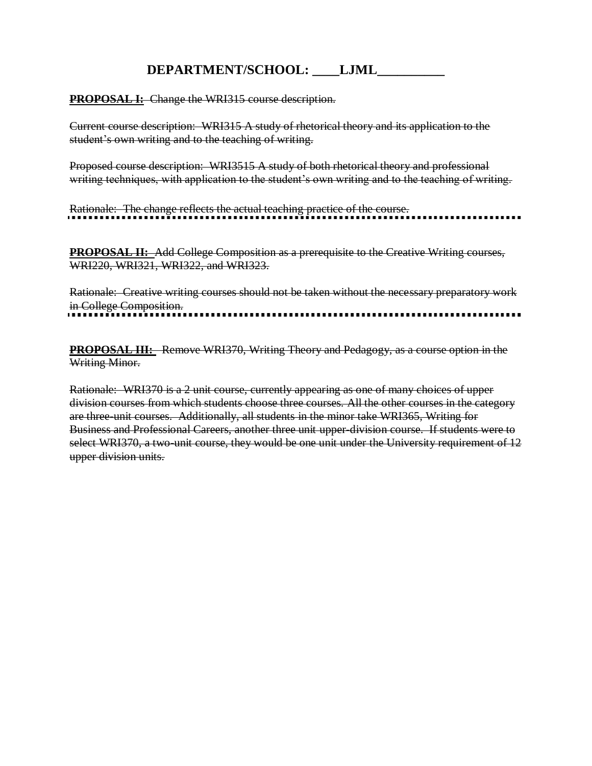## DEPARTMENT/SCHOOL: ____LJML__________

~~**PROPOSAL I:** Change the WRI315 course description.~~

~~Current course description: WRI315 A study of rhetorical theory and its application to the student's own writing and to the teaching of writing.~~

~~Proposed course description: WRI3515 A study of both rhetorical theory and professional writing techniques, with application to the student's own writing and to the teaching of writing.~~

~~Rationale: The change reflects the actual teaching practice of the course.~~

---

~~**PROPOSAL II:** Add College Composition as a prerequisite to the Creative Writing courses, WRI220, WRI321, WRI322, and WRI323.~~

~~Rationale: Creative writing courses should not be taken without the necessary preparatory work in College Composition.~~

---

~~**PROPOSAL III:** Remove WRI370, Writing Theory and Pedagogy, as a course option in the Writing Minor.~~

~~Rationale: WRI370 is a 2 unit course, currently appearing as one of many choices of upper division courses from which students choose three courses. All the other courses in the category are three-unit courses. Additionally, all students in the minor take WRI365, Writing for Business and Professional Careers, another three unit upper-division course. If students were to select WRI370, a two-unit course, they would be one unit under the University requirement of 12 upper division units.~~